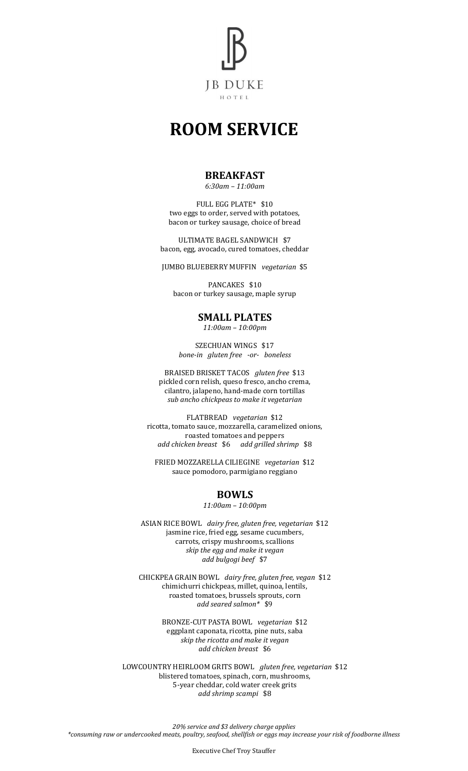JB DUKE

HOTEL

# ROOM SERVICE

## BREAKFAST

*6:30am – 11:00am*

FULL EGG PLATE* $10
two eggs to order, served with potatoes,
bacon or turkey sausage, choice of bread

ULTIMATE BAGEL SANDWICH $7
bacon, egg, avocado, cured tomatoes, cheddar

JUMBO BLUEBERRY MUFFIN *vegetarian* $5

PANCAKES $10
bacon or turkey sausage, maple syrup

## SMALL PLATES

*11:00am – 10:00pm*

SZECHUAN WINGS $17
*bone-in gluten free -or- boneless*

BRAISED BRISKET TACOS *gluten free* $13
pickled corn relish, queso fresco, ancho crema,
cilantro, jalapeno, hand-made corn tortillas
*sub ancho chickpeas to make it vegetarian*

FLATBREAD *vegetarian* $12
ricotta, tomato sauce, mozzarella, caramelized onions,
roasted tomatoes and peppers
*add chicken breast* $6 *add grilled shrimp* $8

FRIED MOZZARELLA CILIEGINE *vegetarian* $12
sauce pomodoro, parmigiano reggiano

## BOWLS

*11:00am – 10:00pm*

ASIAN RICE BOWL *dairy free, gluten free, vegetarian* $12
jasmine rice, fried egg, sesame cucumbers,
carrots, crispy mushrooms, scallions
*skip the egg and make it vegan*
*add bulgogi beef* $7

CHICKPEA GRAIN BOWL *dairy free, gluten free, vegan* $12
chimichurri chickpeas, millet, quinoa, lentils,
roasted tomatoes, brussels sprouts, corn
*add seared salmon** $9

BRONZE-CUT PASTA BOWL *vegetarian* $12
eggplant caponata, ricotta, pine nuts, saba
*skip the ricotta and make it vegan*
*add chicken breast* $6

LOWCOUNTRY HEIRLOOM GRITS BOWL *gluten free, vegetarian* $12
blistered tomatoes, spinach, corn, mushrooms,
5-year cheddar, cold water creek grits
*add shrimp scampi* $8

*20% service and $3 delivery charge applies*
*\*consuming raw or undercooked meats, poultry, seafood, shellfish or eggs may increase your risk of foodborne illness*

Executive Chef Troy Stauffer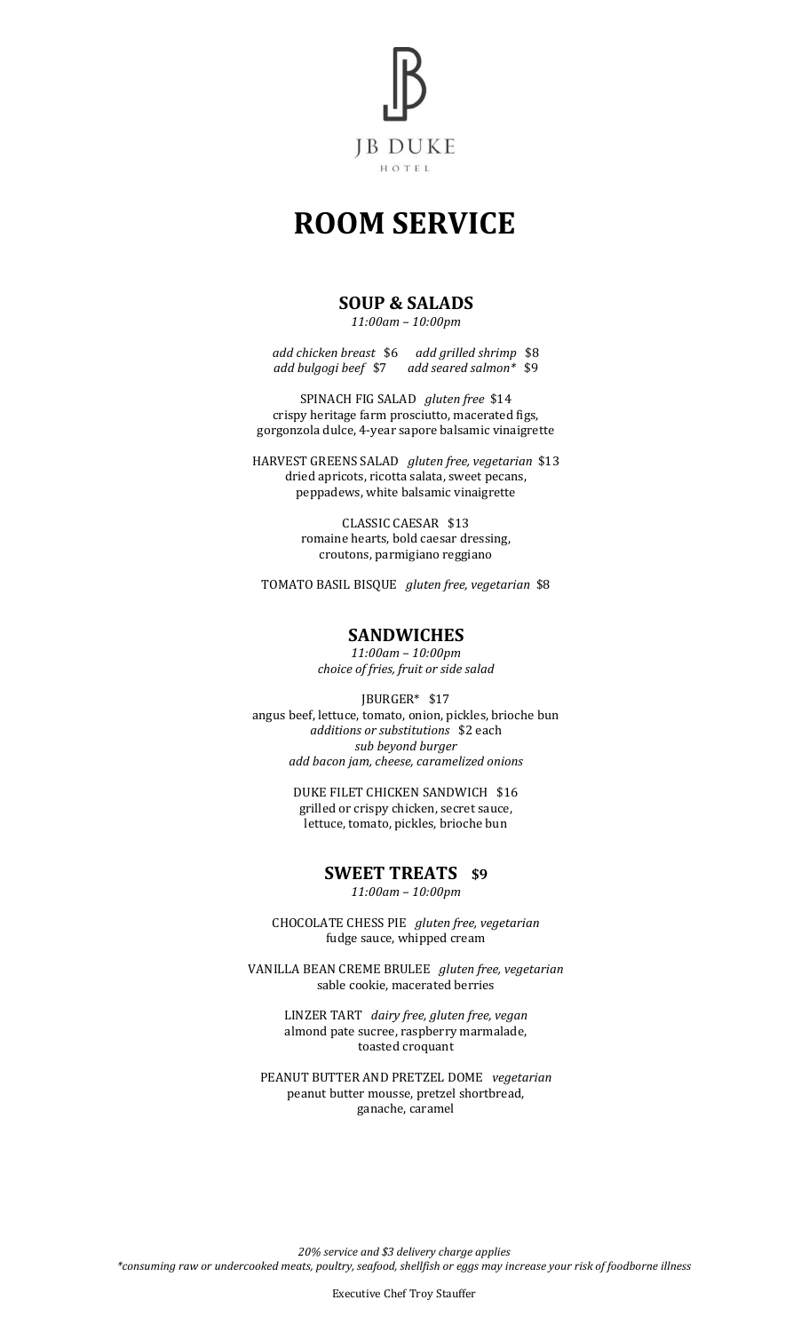JB DUKE

HOTEL

# ROOM SERVICE

## SOUP & SALADS

*11:00am – 10:00pm*

*add chicken breast* $6  *add grilled shrimp* $8
*add bulgogi beef* $7  *add seared salmon** $9

SPINACH FIG SALAD *gluten free* $14
crispy heritage farm prosciutto, macerated figs, gorgonzola dulce, 4-year sapore balsamic vinaigrette

HARVEST GREENS SALAD *gluten free, vegetarian* $13
dried apricots, ricotta salata, sweet pecans, peppadews, white balsamic vinaigrette

CLASSIC CAESAR $13
romaine hearts, bold caesar dressing, croutons, parmigiano reggiano

TOMATO BASIL BISQUE *gluten free, vegetarian* $8

## SANDWICHES

*11:00am – 10:00pm*
*choice of fries, fruit or side salad*

JBURGER* $17
angus beef, lettuce, tomato, onion, pickles, brioche bun
*additions or substitutions* $2 each
*sub beyond burger*
*add bacon jam, cheese, caramelized onions*

DUKE FILET CHICKEN SANDWICH $16
grilled or crispy chicken, secret sauce, lettuce, tomato, pickles, brioche bun

## SWEET TREATS $9

*11:00am – 10:00pm*

CHOCOLATE CHESS PIE *gluten free, vegetarian*
fudge sauce, whipped cream

VANILLA BEAN CREME BRULEE *gluten free, vegetarian*
sable cookie, macerated berries

LINZER TART *dairy free, gluten free, vegan*
almond pate sucree, raspberry marmalade, toasted croquant

PEANUT BUTTER AND PRETZEL DOME *vegetarian*
peanut butter mousse, pretzel shortbread, ganache, caramel

*20% service and $3 delivery charge applies*
**consuming raw or undercooked meats, poultry, seafood, shellfish or eggs may increase your risk of foodborne illness*

Executive Chef Troy Stauffer